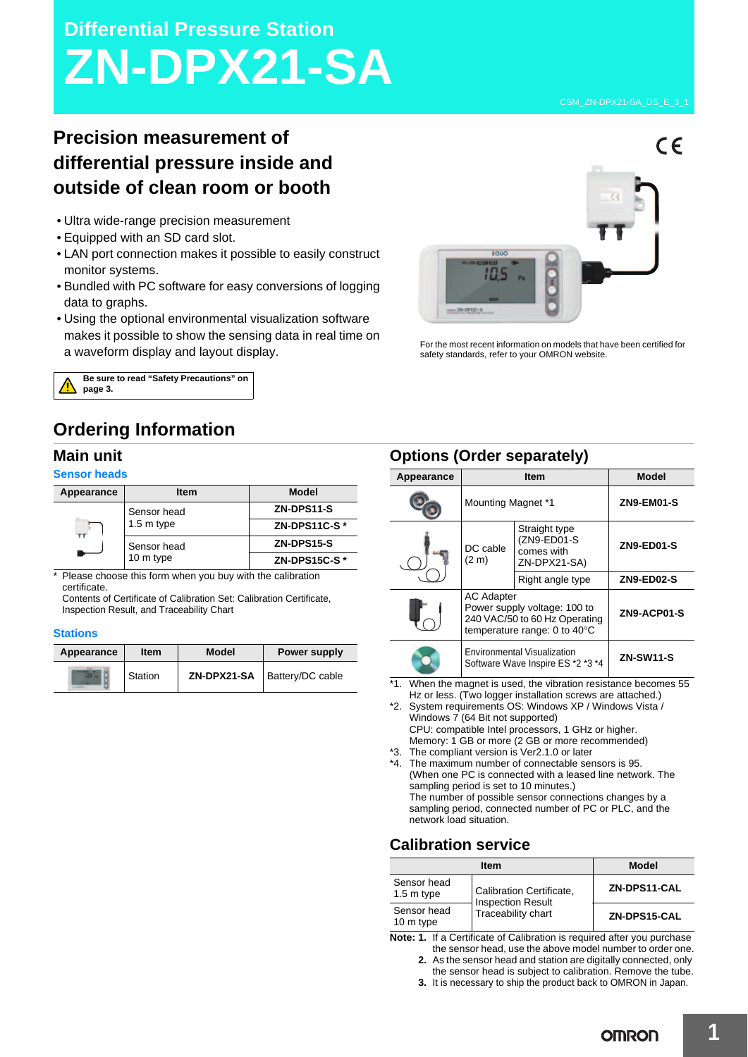# Differential Pressure Station

# ZN-DPX21-SA

CSM_ZN-DPX21-SA_DS_E_3_1

## Precision measurement of differential pressure inside and outside of clean room or booth

- Ultra wide-range precision measurement
- Equipped with an SD card slot.
- LAN port connection makes it possible to easily construct monitor systems.
- Bundled with PC software for easy conversions of logging data to graphs.
- Using the optional environmental visualization software makes it possible to show the sensing data in real time on a waveform display and layout display.

For the most recent information on models that have been certified for safety standards, refer to your OMRON website.

**Be sure to read "Safety Precautions" on page 3.**

## Ordering Information

### Main unit

#### Sensor heads

| Appearance | Item | Model |
|---|---|---|
| | Sensor head 1.5 m type | **ZN-DPS11-S** |
| | | **ZN-DPS11C-S *** |
| | Sensor head 10 m type | **ZN-DPS15-S** |
| | | **ZN-DPS15C-S *** |

\* Please choose this form when you buy with the calibration certificate.
Contents of Certificate of Calibration Set: Calibration Certificate, Inspection Result, and Traceability Chart

#### Stations

| Appearance | Item | Model | Power supply |
|---|---|---|---|
| | Station | **ZN-DPX21-SA** | Battery/DC cable |

### Options (Order separately)

| Appearance | Item | | Model |
|---|---|---|---|
| | Mounting Magnet *1 | | **ZN9-EM01-S** |
| | DC cable (2 m) | Straight type (ZN9-ED01-S comes with ZN-DPX21-SA) | **ZN9-ED01-S** |
| | | Right angle type | **ZN9-ED02-S** |
| | AC Adapter Power supply voltage: 100 to 240 VAC/50 to 60 Hz Operating temperature range: 0 to 40°C | | **ZN9-ACP01-S** |
| | Environmental Visualization Software Wave Inspire ES *2 *3 *4 | | **ZN-SW11-S** |

*1. When the magnet is used, the vibration resistance becomes 55 Hz or less. (Two logger installation screws are attached.)
*2. System requirements OS: Windows XP / Windows Vista / Windows 7 (64 Bit not supported)
CPU: compatible Intel processors, 1 GHz or higher.
Memory: 1 GB or more (2 GB or more recommended)
*3. The compliant version is Ver2.1.0 or later
*4. The maximum number of connectable sensors is 95.
(When one PC is connected with a leased line network. The sampling period is set to 10 minutes.)
The number of possible sensor connections changes by a sampling period, connected number of PC or PLC, and the network load situation.

### Calibration service

| Item | | Model |
|---|---|---|
| Sensor head 1.5 m type | Calibration Certificate, Inspection Result Traceability chart | **ZN-DPS11-CAL** |
| Sensor head 10 m type | | **ZN-DPS15-CAL** |

**Note: 1.** If a Certificate of Calibration is required after you purchase the sensor head, use the above model number to order one.
**2.** As the sensor head and station are digitally connected, only the sensor head is subject to calibration. Remove the tube.
**3.** It is necessary to ship the product back to OMRON in Japan.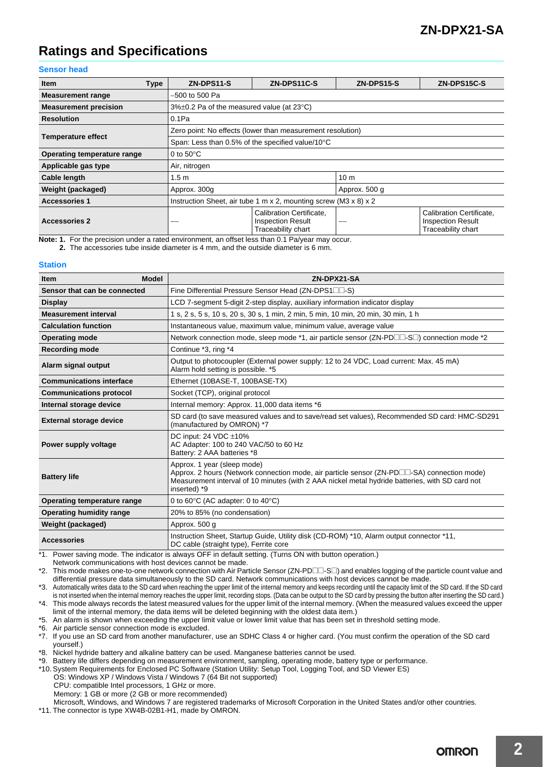# Ratings and Specifications

### Sensor head

| Item / Type | ZN-DPS11-S | ZN-DPS11C-S | ZN-DPS15-S | ZN-DPS15C-S |
|---|---|---|---|---|
| **Measurement range** | –500 to 500 Pa | | | |
| **Measurement precision** | 3%±0.2 Pa of the measured value (at 23°C) | | | |
| **Resolution** | 0.1Pa | | | |
| **Temperature effect** | Zero point: No effects (lower than measurement resolution) | | | |
| | Span: Less than 0.5% of the specified value/10°C | | | |
| **Operating temperature range** | 0 to 50°C | | | |
| **Applicable gas type** | Air, nitrogen | | | |
| **Cable length** | 1.5 m | | 10 m | |
| **Weight (packaged)** | Approx. 300g | | Approx. 500 g | |
| **Accessories 1** | Instruction Sheet, air tube 1 m x 2, mounting screw (M3 x 8) x 2 | | | |
| **Accessories 2** | — | Calibration Certificate, Inspection Result Traceability chart | — | Calibration Certificate, Inspection Result Traceability chart |

**Note: 1.** For the precision under a rated environment, an offset less than 0.1 Pa/year may occur.
**2.** The accessories tube inside diameter is 4 mm, and the outside diameter is 6 mm.

### Station

| Item / Model | ZN-DPX21-SA |
|---|---|
| **Sensor that can be connected** | Fine Differential Pressure Sensor Head (ZN-DPS1□□-S) |
| **Display** | LCD 7-segment 5-digit 2-step display, auxiliary information indicator display |
| **Measurement interval** | 1 s, 2 s, 5 s, 10 s, 20 s, 30 s, 1 min, 2 min, 5 min, 10 min, 20 min, 30 min, 1 h |
| **Calculation function** | Instantaneous value, maximum value, minimum value, average value |
| **Operating mode** | Network connection mode, sleep mode *1, air particle sensor (ZN-PD□□-S□) connection mode *2 |
| **Recording mode** | Continue *3, ring *4 |
| **Alarm signal output** | Output to photocoupler (External power supply: 12 to 24 VDC, Load current: Max. 45 mA) Alarm hold setting is possible. *5 |
| **Communications interface** | Ethernet (10BASE-T, 100BASE-TX) |
| **Communications protocol** | Socket (TCP), original protocol |
| **Internal storage device** | Internal memory: Approx. 11,000 data items *6 |
| **External storage device** | SD card (to save measured values and to save/read set values), Recommended SD card: HMC-SD291 (manufactured by OMRON) *7 |
| **Power supply voltage** | DC input: 24 VDC ±10%<br>AC Adapter: 100 to 240 VAC/50 to 60 Hz<br>Battery: 2 AAA batteries *8 |
| **Battery life** | Approx. 1 year (sleep mode)<br>Approx. 2 hours (Network connection mode, air particle sensor (ZN-PD□□-SA) connection mode)<br>Measurement interval of 10 minutes (with 2 AAA nickel metal hydride batteries, with SD card not inserted) *9 |
| **Operating temperature range** | 0 to 60°C (AC adapter: 0 to 40°C) |
| **Operating humidity range** | 20% to 85% (no condensation) |
| **Weight (packaged)** | Approx. 500 g |
| **Accessories** | Instruction Sheet, Startup Guide, Utility disk (CD-ROM) *10, Alarm output connector *11, DC cable (straight type), Ferrite core |

*1. Power saving mode. The indicator is always OFF in default setting. (Turns ON with button operation.) Network communications with host devices cannot be made.
*2. This mode makes one-to-one network connection with Air Particle Sensor (ZN-PD□□-S□) and enables logging of the particle count value and differential pressure data simultaneously to the SD card. Network communications with host devices cannot be made.
*3. Automatically writes data to the SD card when reaching the upper limit of the internal memory and keeps recording until the capacity limit of the SD card. If the SD card is not inserted when the internal memory reaches the upper limit, recording stops. (Data can be output to the SD card by pressing the button after inserting the SD card.)
*4. This mode always records the latest measured values for the upper limit of the internal memory. (When the measured values exceed the upper limit of the internal memory, the data items will be deleted beginning with the oldest data item.)
*5. An alarm is shown when exceeding the upper limit value or lower limit value that has been set in threshold setting mode.
*6. Air particle sensor connection mode is excluded.
*7. If you use an SD card from another manufacturer, use an SDHC Class 4 or higher card. (You must confirm the operation of the SD card yourself.)
*8. Nickel hydride battery and alkaline battery can be used. Manganese batteries cannot be used.
*9. Battery life differs depending on measurement environment, sampling, operating mode, battery type or performance.
*10. System Requirements for Enclosed PC Software (Station Utility: Setup Tool, Logging Tool, and SD Viewer ES)
OS: Windows XP / Windows Vista / Windows 7 (64 Bit not supported)
CPU: compatible Intel processors, 1 GHz or more.
Memory: 1 GB or more (2 GB or more recommended)
Microsoft, Windows, and Windows 7 are registered trademarks of Microsoft Corporation in the United States and/or other countries.
*11. The connector is type XW4B-02B1-H1, made by OMRON.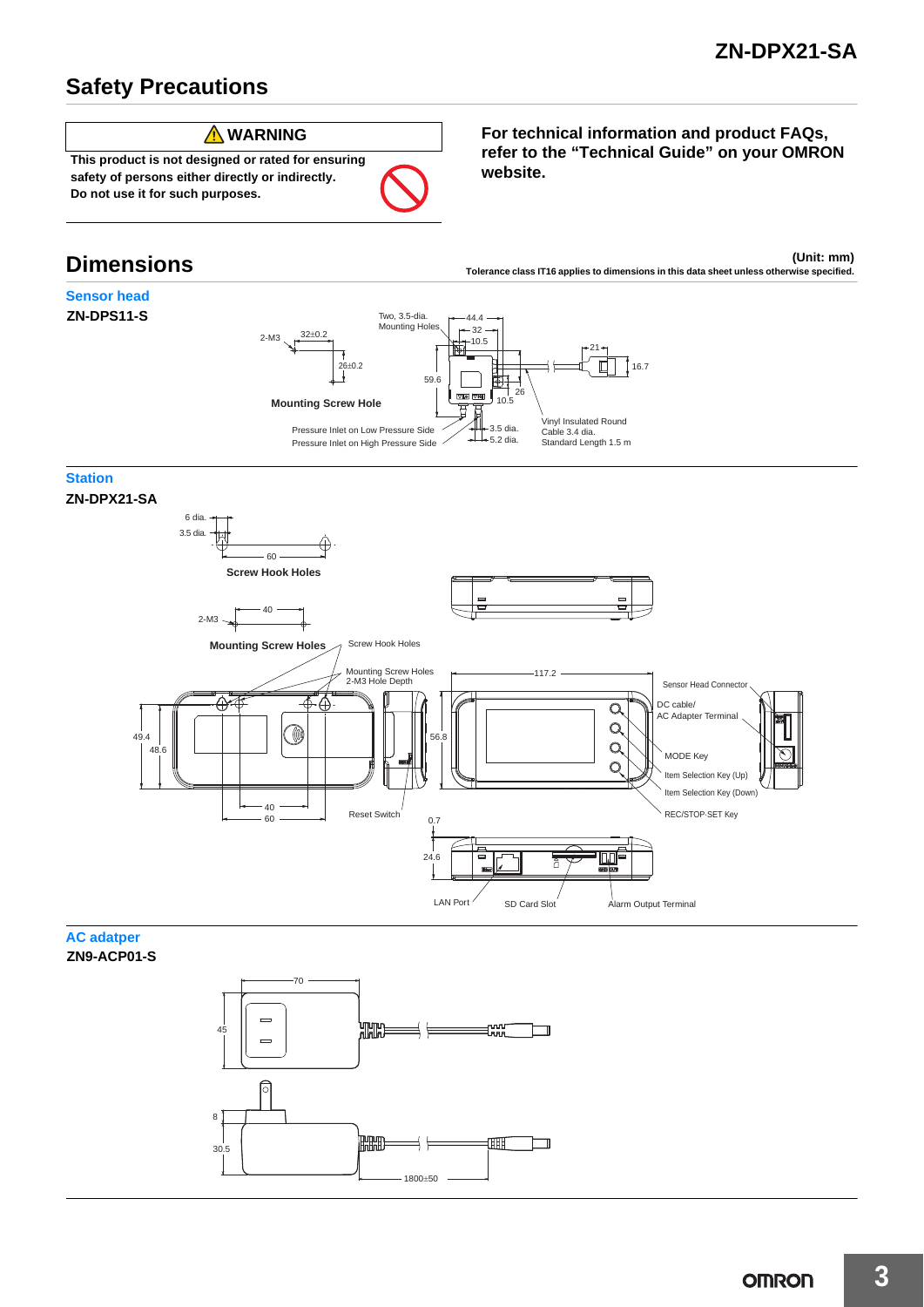## Safety Precautions

**WARNING**

**This product is not designed or rated for ensuring safety of persons either directly or indirectly. Do not use it for such purposes.**

**For technical information and product FAQs, refer to the "Technical Guide" on your OMRON website.**

## Dimensions

**(Unit: mm)**

**Tolerance class IT16 applies to dimensions in this data sheet unless otherwise specified.**

### Sensor head

**ZN-DPS11-S**

2-M3
32±0.2
26±0.2
**Mounting Screw Hole**

Two, 3.5-dia. Mounting Holes
44.4
32
10.5
59.6
26
10.5
21
16.7
3.5 dia.
5.2 dia.
Pressure Inlet on Low Pressure Side
Pressure Inlet on High Pressure Side
Vinyl Insulated Round Cable 3.4 dia. Standard Length 1.5 m

### Station

**ZN-DPX21-SA**

6 dia.
3.5 dia.
60
**Screw Hook Holes**

2-M3
40
**Mounting Screw Holes**

Screw Hook Holes
Mounting Screw Holes 2-M3 Hole Depth
49.4
48.6
40
60
Reset Switch
56.8
117.2
Sensor Head Connector
DC cable/ AC Adapter Terminal
MODE Key
Item Selection Key (Up)
Item Selection Key (Down)
REC/STOP·SET Key
0.7
24.6
LAN Port
SD Card Slot
Alarm Output Terminal

### AC adatper

**ZN9-ACP01-S**

70
45
8
30.5
1800±50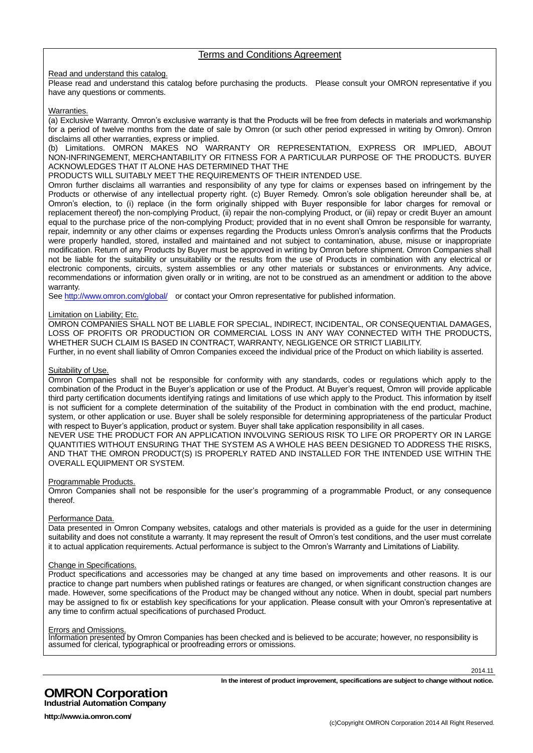## Terms and Conditions Agreement

Read and understand this catalog.

Please read and understand this catalog before purchasing the products. Please consult your OMRON representative if you have any questions or comments.

Warranties.

(a) Exclusive Warranty. Omron's exclusive warranty is that the Products will be free from defects in materials and workmanship for a period of twelve months from the date of sale by Omron (or such other period expressed in writing by Omron). Omron disclaims all other warranties, express or implied.

(b) Limitations. OMRON MAKES NO WARRANTY OR REPRESENTATION, EXPRESS OR IMPLIED, ABOUT NON-INFRINGEMENT, MERCHANTABILITY OR FITNESS FOR A PARTICULAR PURPOSE OF THE PRODUCTS. BUYER ACKNOWLEDGES THAT IT ALONE HAS DETERMINED THAT THE PRODUCTS WILL SUITABLY MEET THE REQUIREMENTS OF THEIR INTENDED USE.

Omron further disclaims all warranties and responsibility of any type for claims or expenses based on infringement by the Products or otherwise of any intellectual property right. (c) Buyer Remedy. Omron's sole obligation hereunder shall be, at Omron's election, to (i) replace (in the form originally shipped with Buyer responsible for labor charges for removal or replacement thereof) the non-complying Product, (ii) repair the non-complying Product, or (iii) repay or credit Buyer an amount equal to the purchase price of the non-complying Product; provided that in no event shall Omron be responsible for warranty, repair, indemnity or any other claims or expenses regarding the Products unless Omron's analysis confirms that the Products were properly handled, stored, installed and maintained and not subject to contamination, abuse, misuse or inappropriate modification. Return of any Products by Buyer must be approved in writing by Omron before shipment. Omron Companies shall not be liable for the suitability or unsuitability or the results from the use of Products in combination with any electrical or electronic components, circuits, system assemblies or any other materials or substances or environments. Any advice, recommendations or information given orally or in writing, are not to be construed as an amendment or addition to the above warranty.

See http://www.omron.com/global/ or contact your Omron representative for published information.

Limitation on Liability; Etc.

OMRON COMPANIES SHALL NOT BE LIABLE FOR SPECIAL, INDIRECT, INCIDENTAL, OR CONSEQUENTIAL DAMAGES, LOSS OF PROFITS OR PRODUCTION OR COMMERCIAL LOSS IN ANY WAY CONNECTED WITH THE PRODUCTS, WHETHER SUCH CLAIM IS BASED IN CONTRACT, WARRANTY, NEGLIGENCE OR STRICT LIABILITY.

Further, in no event shall liability of Omron Companies exceed the individual price of the Product on which liability is asserted.

Suitability of Use.

Omron Companies shall not be responsible for conformity with any standards, codes or regulations which apply to the combination of the Product in the Buyer's application or use of the Product. At Buyer's request, Omron will provide applicable third party certification documents identifying ratings and limitations of use which apply to the Product. This information by itself is not sufficient for a complete determination of the suitability of the Product in combination with the end product, machine, system, or other application or use. Buyer shall be solely responsible for determining appropriateness of the particular Product with respect to Buyer's application, product or system. Buyer shall take application responsibility in all cases.

NEVER USE THE PRODUCT FOR AN APPLICATION INVOLVING SERIOUS RISK TO LIFE OR PROPERTY OR IN LARGE QUANTITIES WITHOUT ENSURING THAT THE SYSTEM AS A WHOLE HAS BEEN DESIGNED TO ADDRESS THE RISKS, AND THAT THE OMRON PRODUCT(S) IS PROPERLY RATED AND INSTALLED FOR THE INTENDED USE WITHIN THE OVERALL EQUIPMENT OR SYSTEM.

Programmable Products.

Omron Companies shall not be responsible for the user's programming of a programmable Product, or any consequence thereof.

Performance Data.

Data presented in Omron Company websites, catalogs and other materials is provided as a guide for the user in determining suitability and does not constitute a warranty. It may represent the result of Omron's test conditions, and the user must correlate it to actual application requirements. Actual performance is subject to the Omron's Warranty and Limitations of Liability.

Change in Specifications.

Product specifications and accessories may be changed at any time based on improvements and other reasons. It is our practice to change part numbers when published ratings or features are changed, or when significant construction changes are made. However, some specifications of the Product may be changed without any notice. When in doubt, special part numbers may be assigned to fix or establish key specifications for your application. Please consult with your Omron's representative at any time to confirm actual specifications of purchased Product.

Errors and Omissions.

Information presented by Omron Companies has been checked and is believed to be accurate; however, no responsibility is assumed for clerical, typographical or proofreading errors or omissions.

2014.11

**In the interest of product improvement, specifications are subject to change without notice.**

**OMRON Corporation**
**Industrial Automation Company**

**http://www.ia.omron.com/**

(c)Copyright OMRON Corporation 2014 All Right Reserved.